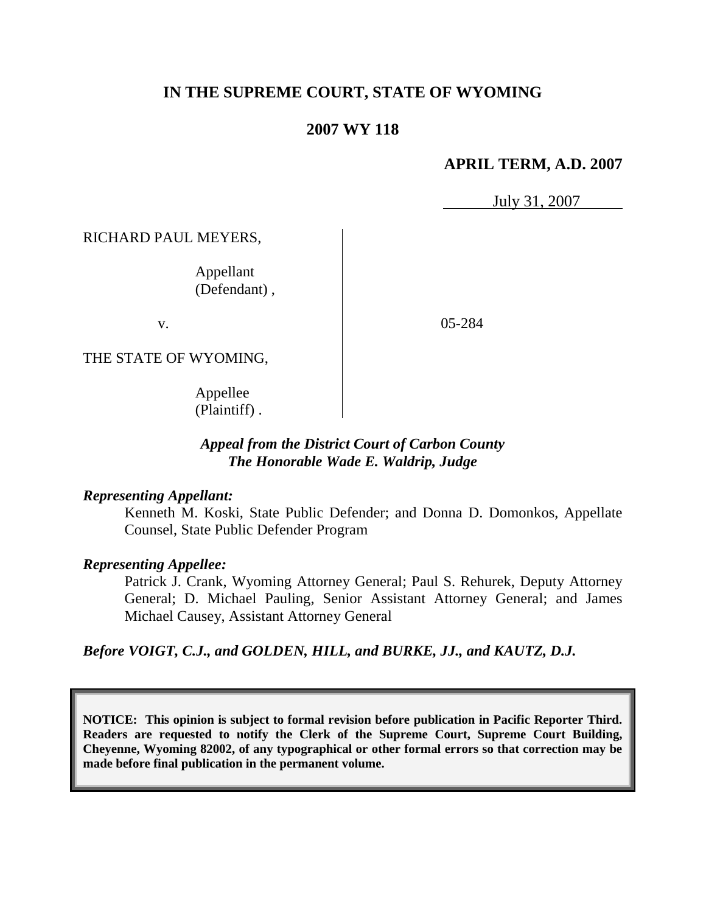# IN THE SUPREME COURT, STATE OF WYOMING

## 2007 WY 118

**APRIL TERM, A.D. 2007**

July 31, 2007

| | |
|---|---|
| RICHARD PAUL MEYERS,<br><br>Appellant<br>(Defendant) ,<br><br>v.<br><br>THE STATE OF WYOMING,<br><br>Appellee<br>(Plaintiff) . | 05-284 |

***Appeal from the District Court of Carbon County***
***The Honorable Wade E. Waldrip, Judge***

***Representing Appellant:***

Kenneth M. Koski, State Public Defender; and Donna D. Domonkos, Appellate Counsel, State Public Defender Program

***Representing Appellee:***

Patrick J. Crank, Wyoming Attorney General; Paul S. Rehurek, Deputy Attorney General; D. Michael Pauling, Senior Assistant Attorney General; and James Michael Causey, Assistant Attorney General

***Before VOIGT, C.J., and GOLDEN, HILL, and BURKE, JJ., and KAUTZ, D.J.***

**NOTICE: This opinion is subject to formal revision before publication in Pacific Reporter Third. Readers are requested to notify the Clerk of the Supreme Court, Supreme Court Building, Cheyenne, Wyoming 82002, of any typographical or other formal errors so that correction may be made before final publication in the permanent volume.**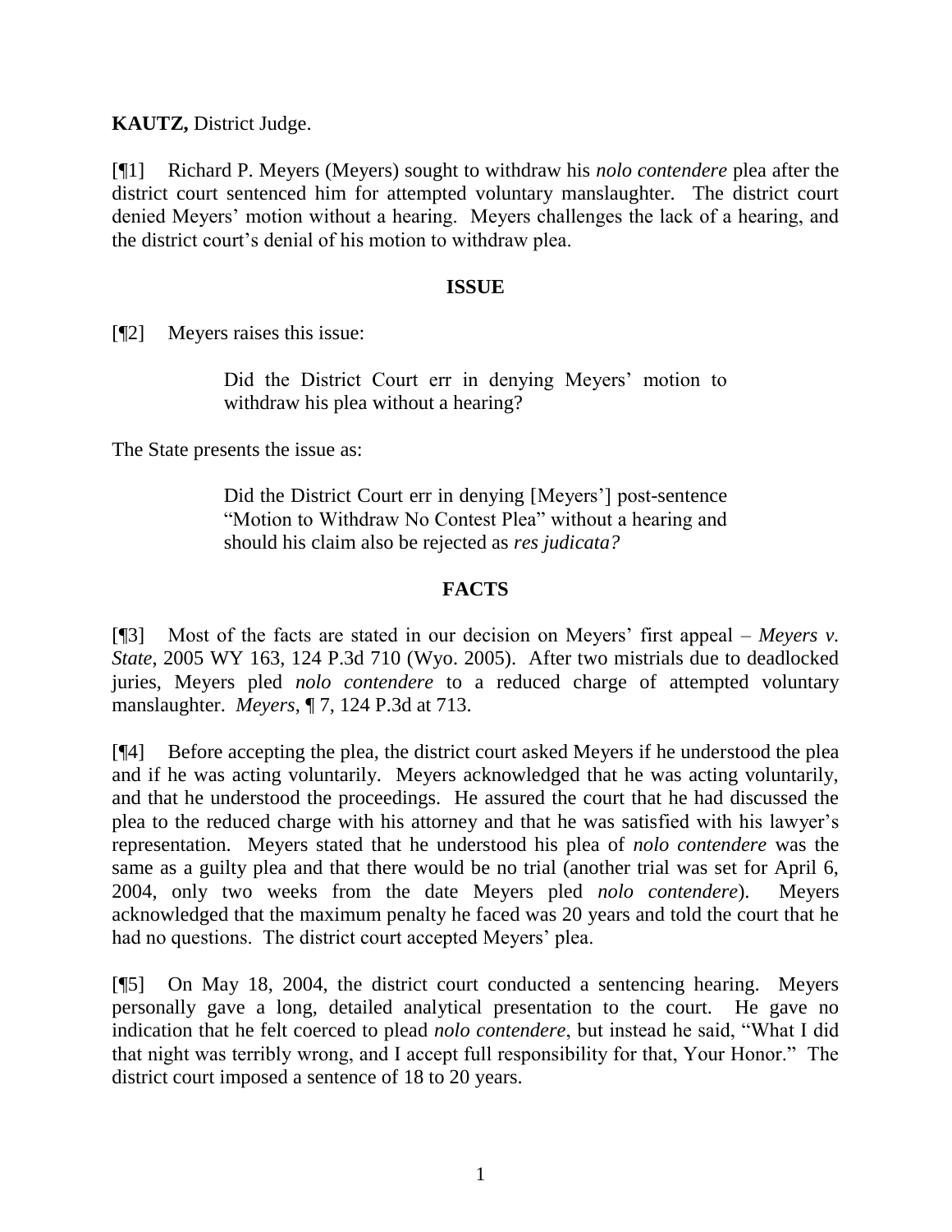**KAUTZ,** District Judge.

[¶1] Richard P. Meyers (Meyers) sought to withdraw his *nolo contendere* plea after the district court sentenced him for attempted voluntary manslaughter. The district court denied Meyers' motion without a hearing. Meyers challenges the lack of a hearing, and the district court's denial of his motion to withdraw plea.

## ISSUE

[¶2] Meyers raises this issue:

> Did the District Court err in denying Meyers' motion to withdraw his plea without a hearing?

The State presents the issue as:

> Did the District Court err in denying [Meyers'] post-sentence "Motion to Withdraw No Contest Plea" without a hearing and should his claim also be rejected as *res judicata?*

## FACTS

[¶3] Most of the facts are stated in our decision on Meyers' first appeal – *Meyers v. State*, 2005 WY 163, 124 P.3d 710 (Wyo. 2005). After two mistrials due to deadlocked juries, Meyers pled *nolo contendere* to a reduced charge of attempted voluntary manslaughter. *Meyers*, ¶ 7, 124 P.3d at 713.

[¶4] Before accepting the plea, the district court asked Meyers if he understood the plea and if he was acting voluntarily. Meyers acknowledged that he was acting voluntarily, and that he understood the proceedings. He assured the court that he had discussed the plea to the reduced charge with his attorney and that he was satisfied with his lawyer's representation. Meyers stated that he understood his plea of *nolo contendere* was the same as a guilty plea and that there would be no trial (another trial was set for April 6, 2004, only two weeks from the date Meyers pled *nolo contendere*). Meyers acknowledged that the maximum penalty he faced was 20 years and told the court that he had no questions. The district court accepted Meyers' plea.

[¶5] On May 18, 2004, the district court conducted a sentencing hearing. Meyers personally gave a long, detailed analytical presentation to the court. He gave no indication that he felt coerced to plead *nolo contendere*, but instead he said, "What I did that night was terribly wrong, and I accept full responsibility for that, Your Honor." The district court imposed a sentence of 18 to 20 years.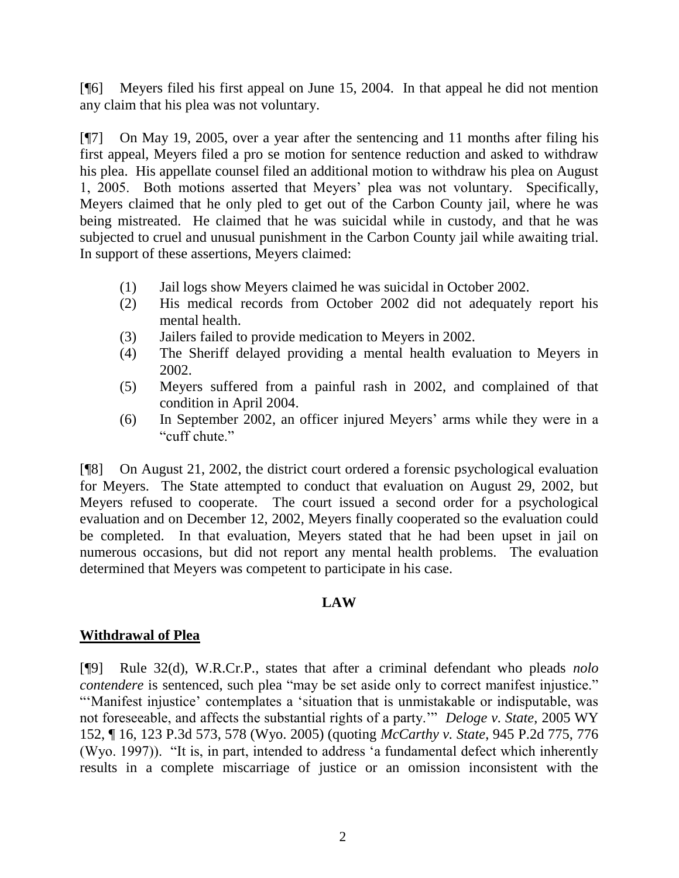[¶6] Meyers filed his first appeal on June 15, 2004. In that appeal he did not mention any claim that his plea was not voluntary.

[¶7] On May 19, 2005, over a year after the sentencing and 11 months after filing his first appeal, Meyers filed a pro se motion for sentence reduction and asked to withdraw his plea. His appellate counsel filed an additional motion to withdraw his plea on August 1, 2005. Both motions asserted that Meyers' plea was not voluntary. Specifically, Meyers claimed that he only pled to get out of the Carbon County jail, where he was being mistreated. He claimed that he was suicidal while in custody, and that he was subjected to cruel and unusual punishment in the Carbon County jail while awaiting trial. In support of these assertions, Meyers claimed:

(1) Jail logs show Meyers claimed he was suicidal in October 2002.
(2) His medical records from October 2002 did not adequately report his mental health.
(3) Jailers failed to provide medication to Meyers in 2002.
(4) The Sheriff delayed providing a mental health evaluation to Meyers in 2002.
(5) Meyers suffered from a painful rash in 2002, and complained of that condition in April 2004.
(6) In September 2002, an officer injured Meyers' arms while they were in a "cuff chute."

[¶8] On August 21, 2002, the district court ordered a forensic psychological evaluation for Meyers. The State attempted to conduct that evaluation on August 29, 2002, but Meyers refused to cooperate. The court issued a second order for a psychological evaluation and on December 12, 2002, Meyers finally cooperated so the evaluation could be completed. In that evaluation, Meyers stated that he had been upset in jail on numerous occasions, but did not report any mental health problems. The evaluation determined that Meyers was competent to participate in his case.

## LAW

**Withdrawal of Plea**

[¶9] Rule 32(d), W.R.Cr.P., states that after a criminal defendant who pleads *nolo contendere* is sentenced, such plea "may be set aside only to correct manifest injustice." "'Manifest injustice' contemplates a 'situation that is unmistakable or indisputable, was not foreseeable, and affects the substantial rights of a party.'" *Deloge v. State*, 2005 WY 152, ¶ 16, 123 P.3d 573, 578 (Wyo. 2005) (quoting *McCarthy v. State*, 945 P.2d 775, 776 (Wyo. 1997)). "It is, in part, intended to address 'a fundamental defect which inherently results in a complete miscarriage of justice or an omission inconsistent with the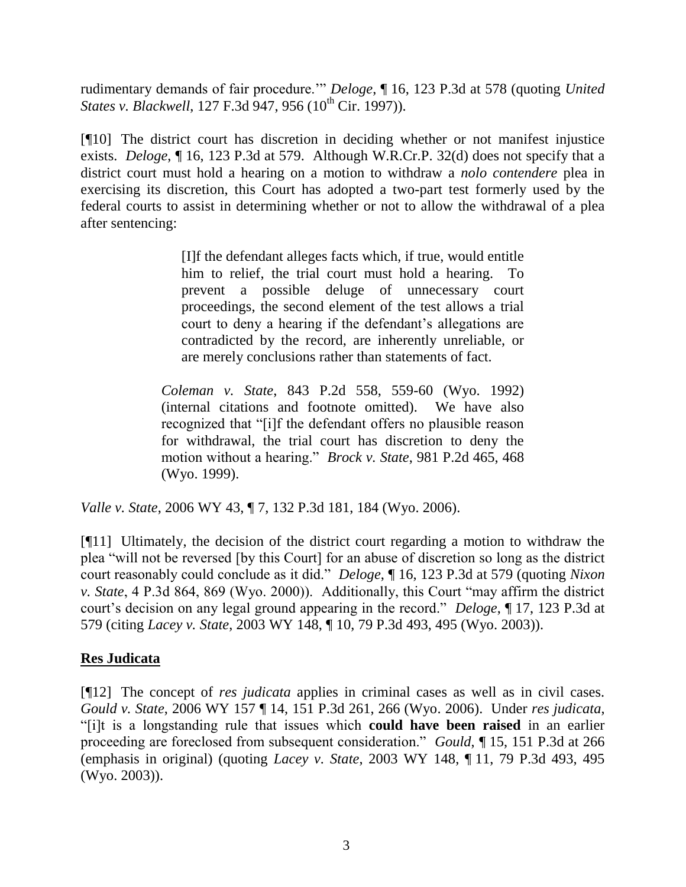rudimentary demands of fair procedure.'" *Deloge*, ¶ 16, 123 P.3d at 578 (quoting *United States v. Blackwell*, 127 F.3d 947, 956 (10th Cir. 1997)).

[¶10] The district court has discretion in deciding whether or not manifest injustice exists. *Deloge*, ¶ 16, 123 P.3d at 579. Although W.R.Cr.P. 32(d) does not specify that a district court must hold a hearing on a motion to withdraw a *nolo contendere* plea in exercising its discretion, this Court has adopted a two-part test formerly used by the federal courts to assist in determining whether or not to allow the withdrawal of a plea after sentencing:

> [I]f the defendant alleges facts which, if true, would entitle him to relief, the trial court must hold a hearing. To prevent a possible deluge of unnecessary court proceedings, the second element of the test allows a trial court to deny a hearing if the defendant's allegations are contradicted by the record, are inherently unreliable, or are merely conclusions rather than statements of fact.
>
> *Coleman v. State*, 843 P.2d 558, 559-60 (Wyo. 1992) (internal citations and footnote omitted). We have also recognized that "[i]f the defendant offers no plausible reason for withdrawal, the trial court has discretion to deny the motion without a hearing." *Brock v. State*, 981 P.2d 465, 468 (Wyo. 1999).

*Valle v. State*, 2006 WY 43, ¶ 7, 132 P.3d 181, 184 (Wyo. 2006).

[¶11] Ultimately, the decision of the district court regarding a motion to withdraw the plea "will not be reversed [by this Court] for an abuse of discretion so long as the district court reasonably could conclude as it did." *Deloge*, ¶ 16, 123 P.3d at 579 (quoting *Nixon v. State*, 4 P.3d 864, 869 (Wyo. 2000)). Additionally, this Court "may affirm the district court's decision on any legal ground appearing in the record." *Deloge*, ¶ 17, 123 P.3d at 579 (citing *Lacey v. State*, 2003 WY 148, ¶ 10, 79 P.3d 493, 495 (Wyo. 2003)).

## Res Judicata

[¶12] The concept of *res judicata* applies in criminal cases as well as in civil cases. *Gould v. State*, 2006 WY 157 ¶ 14, 151 P.3d 261, 266 (Wyo. 2006). Under *res judicata*, "[i]t is a longstanding rule that issues which **could have been raised** in an earlier proceeding are foreclosed from subsequent consideration." *Gould*, ¶ 15, 151 P.3d at 266 (emphasis in original) (quoting *Lacey v. State*, 2003 WY 148, ¶ 11, 79 P.3d 493, 495 (Wyo. 2003)).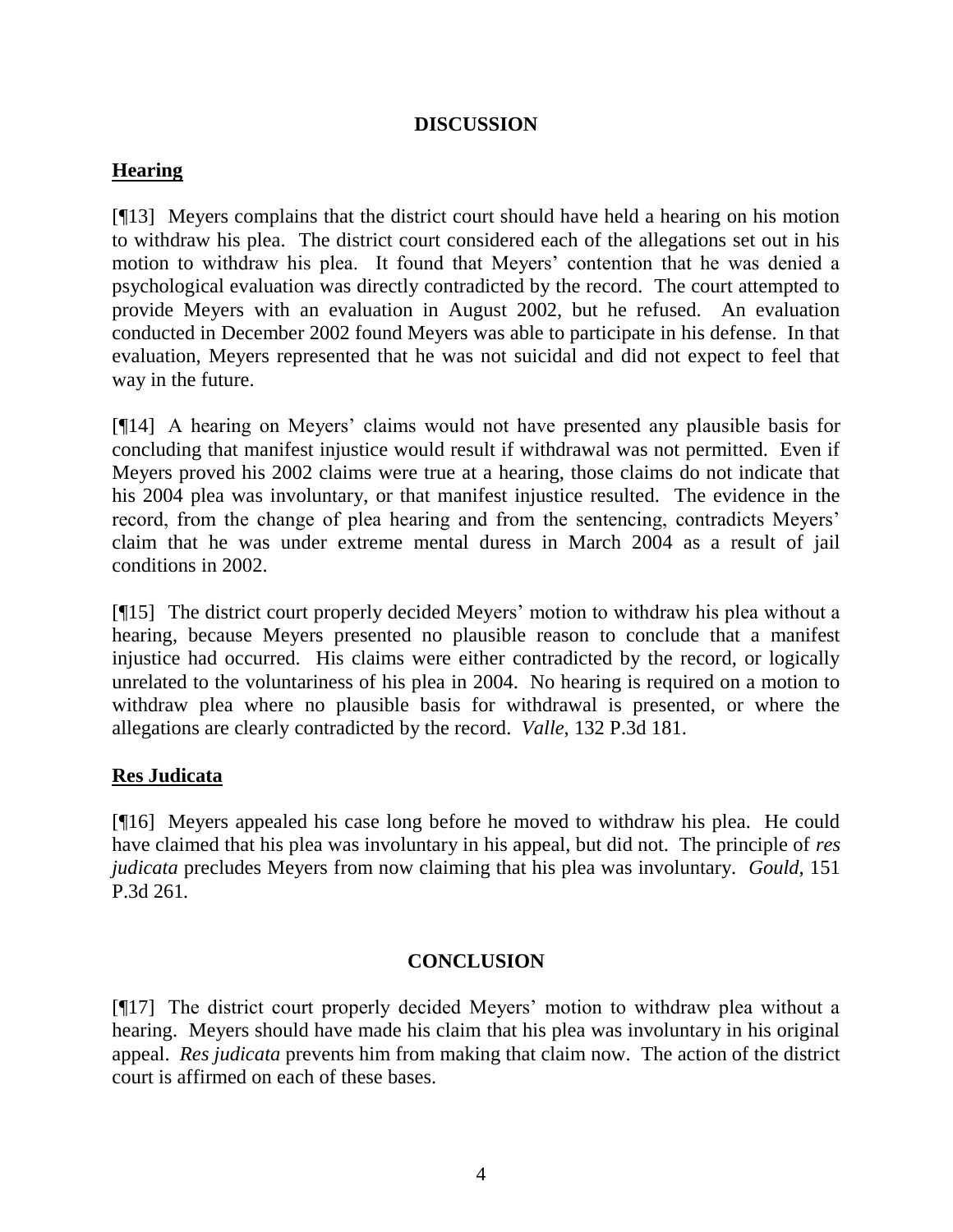## DISCUSSION

### **Hearing**

[¶13] Meyers complains that the district court should have held a hearing on his motion to withdraw his plea. The district court considered each of the allegations set out in his motion to withdraw his plea. It found that Meyers' contention that he was denied a psychological evaluation was directly contradicted by the record. The court attempted to provide Meyers with an evaluation in August 2002, but he refused. An evaluation conducted in December 2002 found Meyers was able to participate in his defense. In that evaluation, Meyers represented that he was not suicidal and did not expect to feel that way in the future.

[¶14] A hearing on Meyers' claims would not have presented any plausible basis for concluding that manifest injustice would result if withdrawal was not permitted. Even if Meyers proved his 2002 claims were true at a hearing, those claims do not indicate that his 2004 plea was involuntary, or that manifest injustice resulted. The evidence in the record, from the change of plea hearing and from the sentencing, contradicts Meyers' claim that he was under extreme mental duress in March 2004 as a result of jail conditions in 2002.

[¶15] The district court properly decided Meyers' motion to withdraw his plea without a hearing, because Meyers presented no plausible reason to conclude that a manifest injustice had occurred. His claims were either contradicted by the record, or logically unrelated to the voluntariness of his plea in 2004. No hearing is required on a motion to withdraw plea where no plausible basis for withdrawal is presented, or where the allegations are clearly contradicted by the record. *Valle*, 132 P.3d 181.

### **Res Judicata**

[¶16] Meyers appealed his case long before he moved to withdraw his plea. He could have claimed that his plea was involuntary in his appeal, but did not. The principle of *res judicata* precludes Meyers from now claiming that his plea was involuntary. *Gould*, 151 P.3d 261.

## CONCLUSION

[¶17] The district court properly decided Meyers' motion to withdraw plea without a hearing. Meyers should have made his claim that his plea was involuntary in his original appeal. *Res judicata* prevents him from making that claim now. The action of the district court is affirmed on each of these bases.